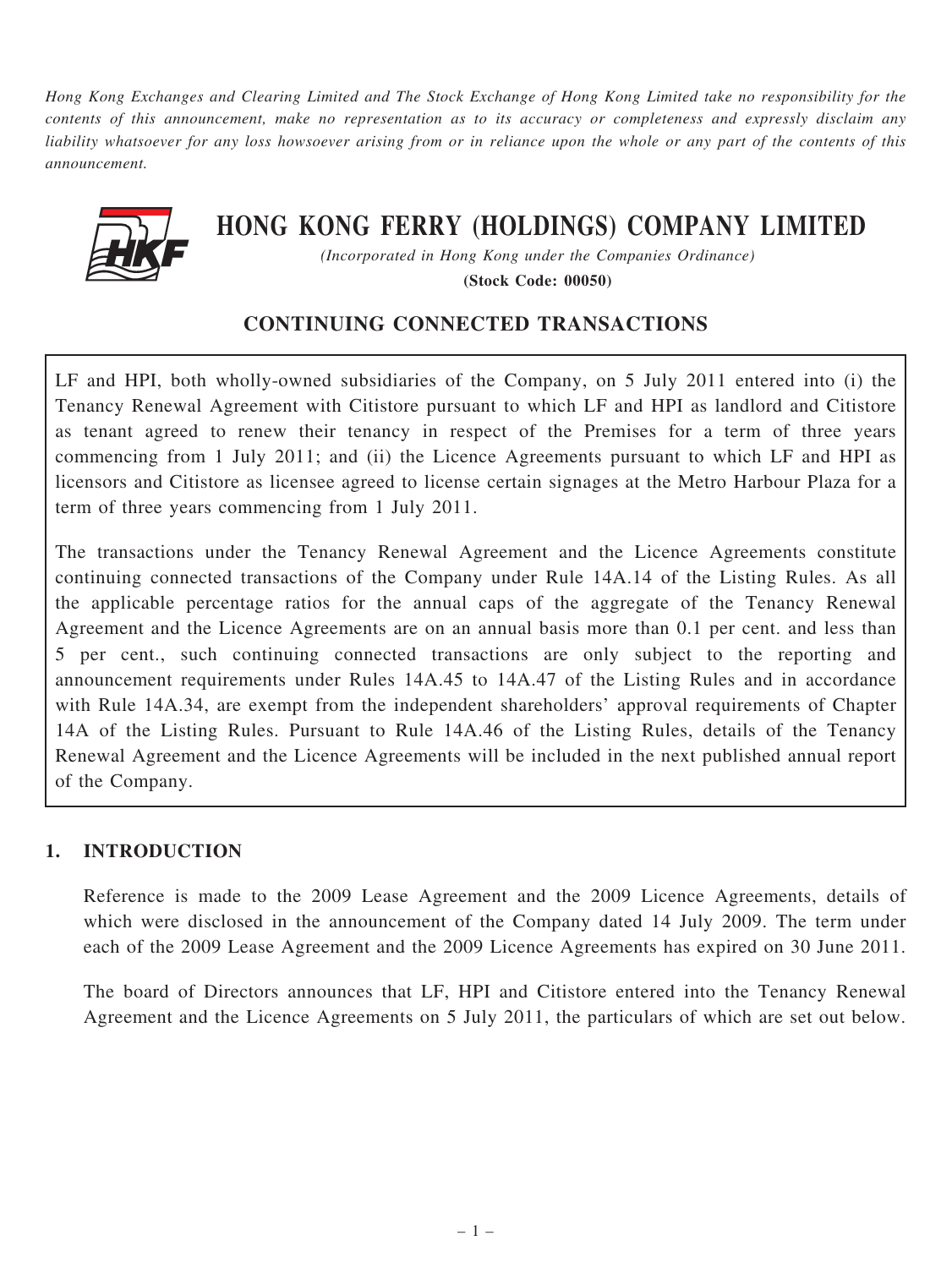*Hong Kong Exchanges and Clearing Limited and The Stock Exchange of Hong Kong Limited take no responsibility for the contents of this announcement, make no representation as to its accuracy or completeness and expressly disclaim any liability whatsoever for any loss howsoever arising from or in reliance upon the whole or any part of the contents of this announcement.*

# HONG KONG FERRY (HOLDINGS) COMPANY LIMITED

*(Incorporated in Hong Kong under the Companies Ordinance)*

**(Stock Code: 00050)**

## CONTINUING CONNECTED TRANSACTIONS

LF and HPI, both wholly-owned subsidiaries of the Company, on 5 July 2011 entered into (i) the Tenancy Renewal Agreement with Citistore pursuant to which LF and HPI as landlord and Citistore as tenant agreed to renew their tenancy in respect of the Premises for a term of three years commencing from 1 July 2011; and (ii) the Licence Agreements pursuant to which LF and HPI as licensors and Citistore as licensee agreed to license certain signages at the Metro Harbour Plaza for a term of three years commencing from 1 July 2011.

The transactions under the Tenancy Renewal Agreement and the Licence Agreements constitute continuing connected transactions of the Company under Rule 14A.14 of the Listing Rules. As all the applicable percentage ratios for the annual caps of the aggregate of the Tenancy Renewal Agreement and the Licence Agreements are on an annual basis more than 0.1 per cent. and less than 5 per cent., such continuing connected transactions are only subject to the reporting and announcement requirements under Rules 14A.45 to 14A.47 of the Listing Rules and in accordance with Rule 14A.34, are exempt from the independent shareholders' approval requirements of Chapter 14A of the Listing Rules. Pursuant to Rule 14A.46 of the Listing Rules, details of the Tenancy Renewal Agreement and the Licence Agreements will be included in the next published annual report of the Company.

## 1. INTRODUCTION

Reference is made to the 2009 Lease Agreement and the 2009 Licence Agreements, details of which were disclosed in the announcement of the Company dated 14 July 2009. The term under each of the 2009 Lease Agreement and the 2009 Licence Agreements has expired on 30 June 2011.

The board of Directors announces that LF, HPI and Citistore entered into the Tenancy Renewal Agreement and the Licence Agreements on 5 July 2011, the particulars of which are set out below.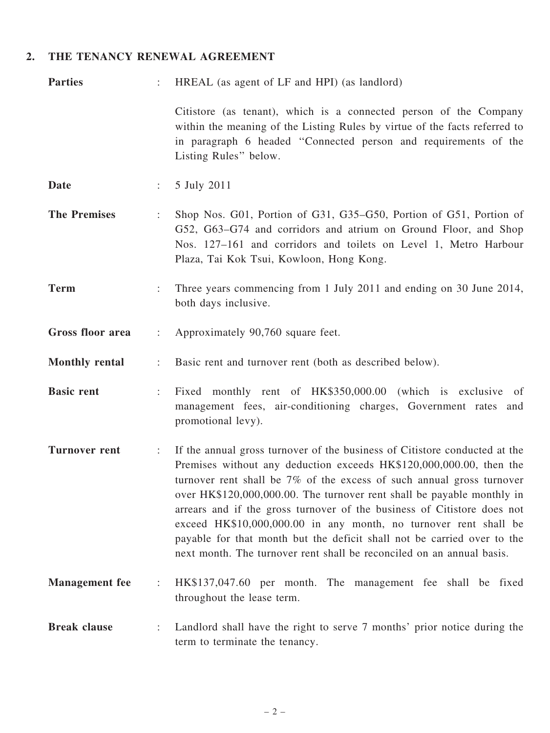## 2. THE TENANCY RENEWAL AGREEMENT

| | | |
|---|---|---|
| **Parties** | : | HREAL (as agent of LF and HPI) (as landlord)<br><br>Citistore (as tenant), which is a connected person of the Company within the meaning of the Listing Rules by virtue of the facts referred to in paragraph 6 headed "Connected person and requirements of the Listing Rules" below. |
| **Date** | : | 5 July 2011 |
| **The Premises** | : | Shop Nos. G01, Portion of G31, G35–G50, Portion of G51, Portion of G52, G63–G74 and corridors and atrium on Ground Floor, and Shop Nos. 127–161 and corridors and toilets on Level 1, Metro Harbour Plaza, Tai Kok Tsui, Kowloon, Hong Kong. |
| **Term** | : | Three years commencing from 1 July 2011 and ending on 30 June 2014, both days inclusive. |
| **Gross floor area** | : | Approximately 90,760 square feet. |
| **Monthly rental** | : | Basic rent and turnover rent (both as described below). |
| **Basic rent** | : | Fixed monthly rent of HK$350,000.00 (which is exclusive of management fees, air-conditioning charges, Government rates and promotional levy). |
| **Turnover rent** | : | If the annual gross turnover of the business of Citistore conducted at the Premises without any deduction exceeds HK$120,000,000.00, then the turnover rent shall be 7% of the excess of such annual gross turnover over HK$120,000,000.00. The turnover rent shall be payable monthly in arrears and if the gross turnover of the business of Citistore does not exceed HK$10,000,000.00 in any month, no turnover rent shall be payable for that month but the deficit shall not be carried over to the next month. The turnover rent shall be reconciled on an annual basis. |
| **Management fee** | : | HK$137,047.60 per month. The management fee shall be fixed throughout the lease term. |
| **Break clause** | : | Landlord shall have the right to serve 7 months' prior notice during the term to terminate the tenancy. |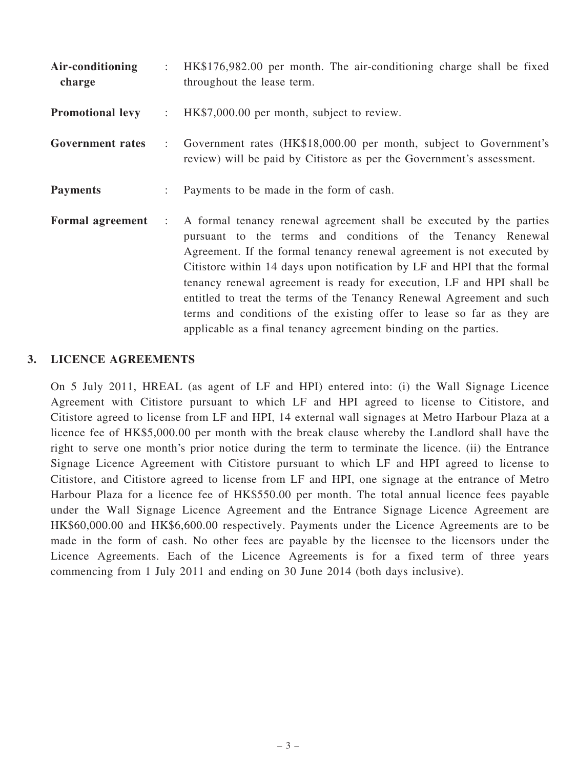| | | |
|---|---|---|
| **Air-conditioning charge** | : | HK$176,982.00 per month. The air-conditioning charge shall be fixed throughout the lease term. |
| **Promotional levy** | : | HK$7,000.00 per month, subject to review. |
| **Government rates** | : | Government rates (HK$18,000.00 per month, subject to Government's review) will be paid by Citistore as per the Government's assessment. |
| **Payments** | : | Payments to be made in the form of cash. |
| **Formal agreement** | : | A formal tenancy renewal agreement shall be executed by the parties pursuant to the terms and conditions of the Tenancy Renewal Agreement. If the formal tenancy renewal agreement is not executed by Citistore within 14 days upon notification by LF and HPI that the formal tenancy renewal agreement is ready for execution, LF and HPI shall be entitled to treat the terms of the Tenancy Renewal Agreement and such terms and conditions of the existing offer to lease so far as they are applicable as a final tenancy agreement binding on the parties. |

## 3. LICENCE AGREEMENTS

On 5 July 2011, HREAL (as agent of LF and HPI) entered into: (i) the Wall Signage Licence Agreement with Citistore pursuant to which LF and HPI agreed to license to Citistore, and Citistore agreed to license from LF and HPI, 14 external wall signages at Metro Harbour Plaza at a licence fee of HK$5,000.00 per month with the break clause whereby the Landlord shall have the right to serve one month's prior notice during the term to terminate the licence. (ii) the Entrance Signage Licence Agreement with Citistore pursuant to which LF and HPI agreed to license to Citistore, and Citistore agreed to license from LF and HPI, one signage at the entrance of Metro Harbour Plaza for a licence fee of HK$550.00 per month. The total annual licence fees payable under the Wall Signage Licence Agreement and the Entrance Signage Licence Agreement are HK$60,000.00 and HK$6,600.00 respectively. Payments under the Licence Agreements are to be made in the form of cash. No other fees are payable by the licensee to the licensors under the Licence Agreements. Each of the Licence Agreements is for a fixed term of three years commencing from 1 July 2011 and ending on 30 June 2014 (both days inclusive).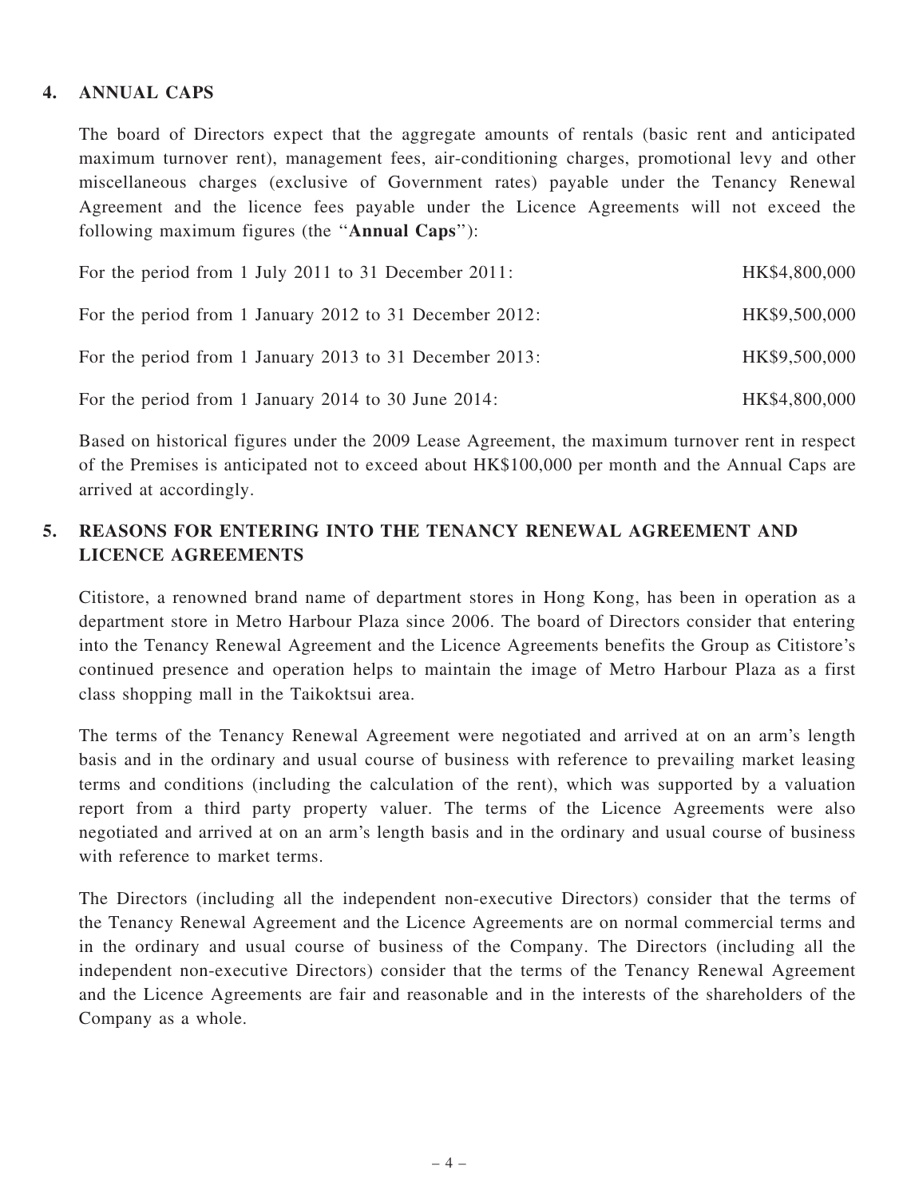## 4. ANNUAL CAPS

The board of Directors expect that the aggregate amounts of rentals (basic rent and anticipated maximum turnover rent), management fees, air-conditioning charges, promotional levy and other miscellaneous charges (exclusive of Government rates) payable under the Tenancy Renewal Agreement and the licence fees payable under the Licence Agreements will not exceed the following maximum figures (the "**Annual Caps**"):

| | |
|---|---|
| For the period from 1 July 2011 to 31 December 2011: | HK$4,800,000 |
| For the period from 1 January 2012 to 31 December 2012: | HK$9,500,000 |
| For the period from 1 January 2013 to 31 December 2013: | HK$9,500,000 |
| For the period from 1 January 2014 to 30 June 2014: | HK$4,800,000 |

Based on historical figures under the 2009 Lease Agreement, the maximum turnover rent in respect of the Premises is anticipated not to exceed about HK$100,000 per month and the Annual Caps are arrived at accordingly.

## 5. REASONS FOR ENTERING INTO THE TENANCY RENEWAL AGREEMENT AND LICENCE AGREEMENTS

Citistore, a renowned brand name of department stores in Hong Kong, has been in operation as a department store in Metro Harbour Plaza since 2006. The board of Directors consider that entering into the Tenancy Renewal Agreement and the Licence Agreements benefits the Group as Citistore's continued presence and operation helps to maintain the image of Metro Harbour Plaza as a first class shopping mall in the Taikoktsui area.

The terms of the Tenancy Renewal Agreement were negotiated and arrived at on an arm's length basis and in the ordinary and usual course of business with reference to prevailing market leasing terms and conditions (including the calculation of the rent), which was supported by a valuation report from a third party property valuer. The terms of the Licence Agreements were also negotiated and arrived at on an arm's length basis and in the ordinary and usual course of business with reference to market terms.

The Directors (including all the independent non-executive Directors) consider that the terms of the Tenancy Renewal Agreement and the Licence Agreements are on normal commercial terms and in the ordinary and usual course of business of the Company. The Directors (including all the independent non-executive Directors) consider that the terms of the Tenancy Renewal Agreement and the Licence Agreements are fair and reasonable and in the interests of the shareholders of the Company as a whole.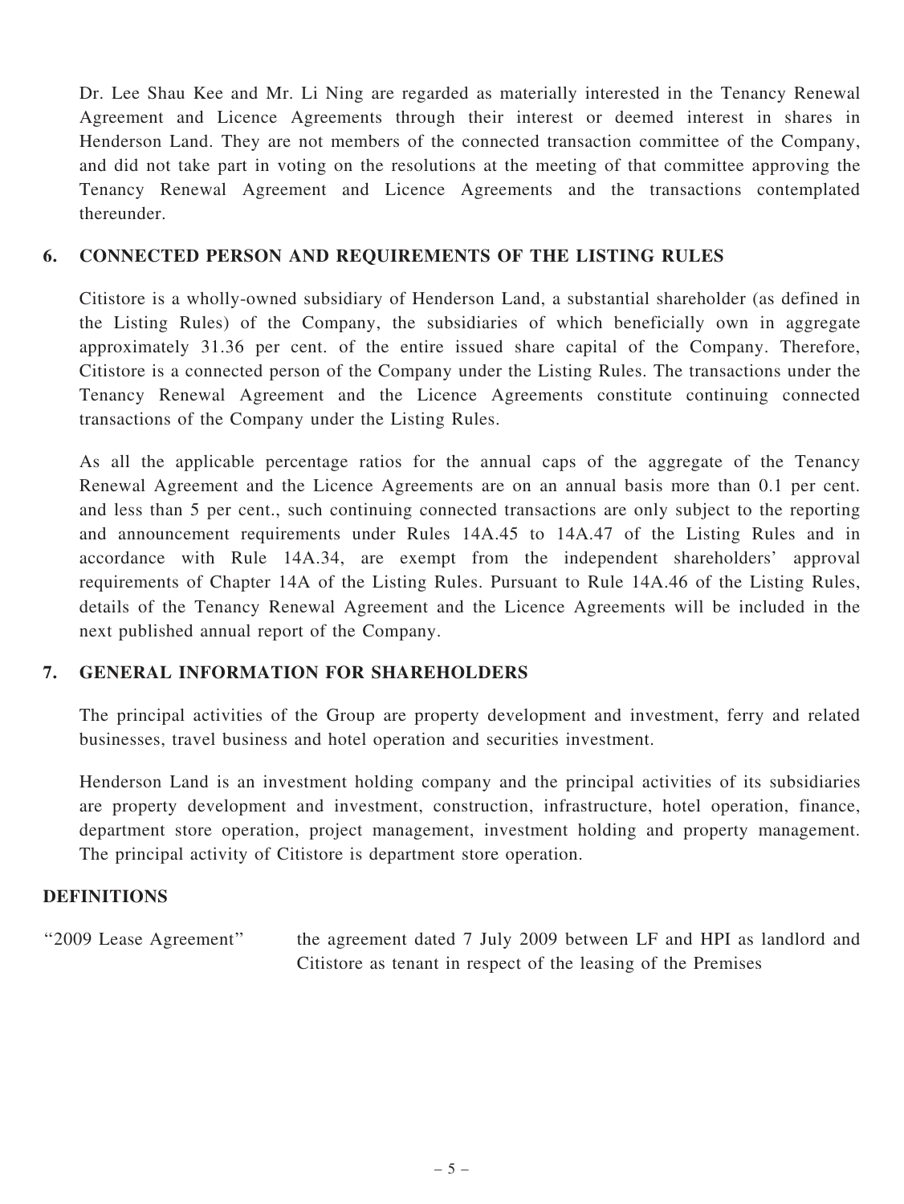Dr. Lee Shau Kee and Mr. Li Ning are regarded as materially interested in the Tenancy Renewal Agreement and Licence Agreements through their interest or deemed interest in shares in Henderson Land. They are not members of the connected transaction committee of the Company, and did not take part in voting on the resolutions at the meeting of that committee approving the Tenancy Renewal Agreement and Licence Agreements and the transactions contemplated thereunder.

## 6. CONNECTED PERSON AND REQUIREMENTS OF THE LISTING RULES

Citistore is a wholly-owned subsidiary of Henderson Land, a substantial shareholder (as defined in the Listing Rules) of the Company, the subsidiaries of which beneficially own in aggregate approximately 31.36 per cent. of the entire issued share capital of the Company. Therefore, Citistore is a connected person of the Company under the Listing Rules. The transactions under the Tenancy Renewal Agreement and the Licence Agreements constitute continuing connected transactions of the Company under the Listing Rules.

As all the applicable percentage ratios for the annual caps of the aggregate of the Tenancy Renewal Agreement and the Licence Agreements are on an annual basis more than 0.1 per cent. and less than 5 per cent., such continuing connected transactions are only subject to the reporting and announcement requirements under Rules 14A.45 to 14A.47 of the Listing Rules and in accordance with Rule 14A.34, are exempt from the independent shareholders' approval requirements of Chapter 14A of the Listing Rules. Pursuant to Rule 14A.46 of the Listing Rules, details of the Tenancy Renewal Agreement and the Licence Agreements will be included in the next published annual report of the Company.

## 7. GENERAL INFORMATION FOR SHAREHOLDERS

The principal activities of the Group are property development and investment, ferry and related businesses, travel business and hotel operation and securities investment.

Henderson Land is an investment holding company and the principal activities of its subsidiaries are property development and investment, construction, infrastructure, hotel operation, finance, department store operation, project management, investment holding and property management. The principal activity of Citistore is department store operation.

## DEFINITIONS

| | |
|---|---|
| "2009 Lease Agreement" | the agreement dated 7 July 2009 between LF and HPI as landlord and Citistore as tenant in respect of the leasing of the Premises |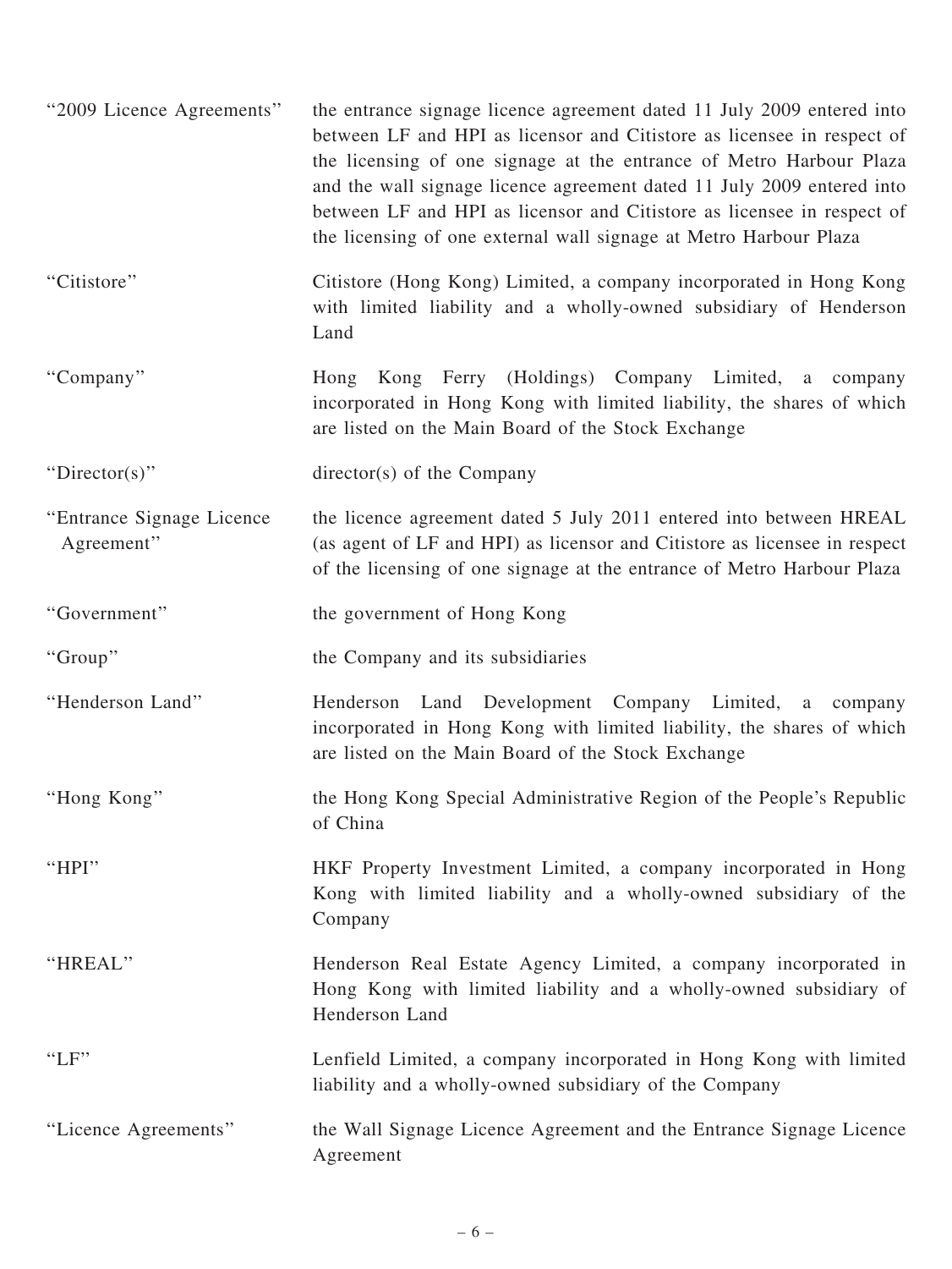| | |
|---|---|
| "2009 Licence Agreements" | the entrance signage licence agreement dated 11 July 2009 entered into between LF and HPI as licensor and Citistore as licensee in respect of the licensing of one signage at the entrance of Metro Harbour Plaza and the wall signage licence agreement dated 11 July 2009 entered into between LF and HPI as licensor and Citistore as licensee in respect of the licensing of one external wall signage at Metro Harbour Plaza |
| "Citistore" | Citistore (Hong Kong) Limited, a company incorporated in Hong Kong with limited liability and a wholly-owned subsidiary of Henderson Land |
| "Company" | Hong Kong Ferry (Holdings) Company Limited, a company incorporated in Hong Kong with limited liability, the shares of which are listed on the Main Board of the Stock Exchange |
| "Director(s)" | director(s) of the Company |
| "Entrance Signage Licence Agreement" | the licence agreement dated 5 July 2011 entered into between HREAL (as agent of LF and HPI) as licensor and Citistore as licensee in respect of the licensing of one signage at the entrance of Metro Harbour Plaza |
| "Government" | the government of Hong Kong |
| "Group" | the Company and its subsidiaries |
| "Henderson Land" | Henderson Land Development Company Limited, a company incorporated in Hong Kong with limited liability, the shares of which are listed on the Main Board of the Stock Exchange |
| "Hong Kong" | the Hong Kong Special Administrative Region of the People's Republic of China |
| "HPI" | HKF Property Investment Limited, a company incorporated in Hong Kong with limited liability and a wholly-owned subsidiary of the Company |
| "HREAL" | Henderson Real Estate Agency Limited, a company incorporated in Hong Kong with limited liability and a wholly-owned subsidiary of Henderson Land |
| "LF" | Lenfield Limited, a company incorporated in Hong Kong with limited liability and a wholly-owned subsidiary of the Company |
| "Licence Agreements" | the Wall Signage Licence Agreement and the Entrance Signage Licence Agreement |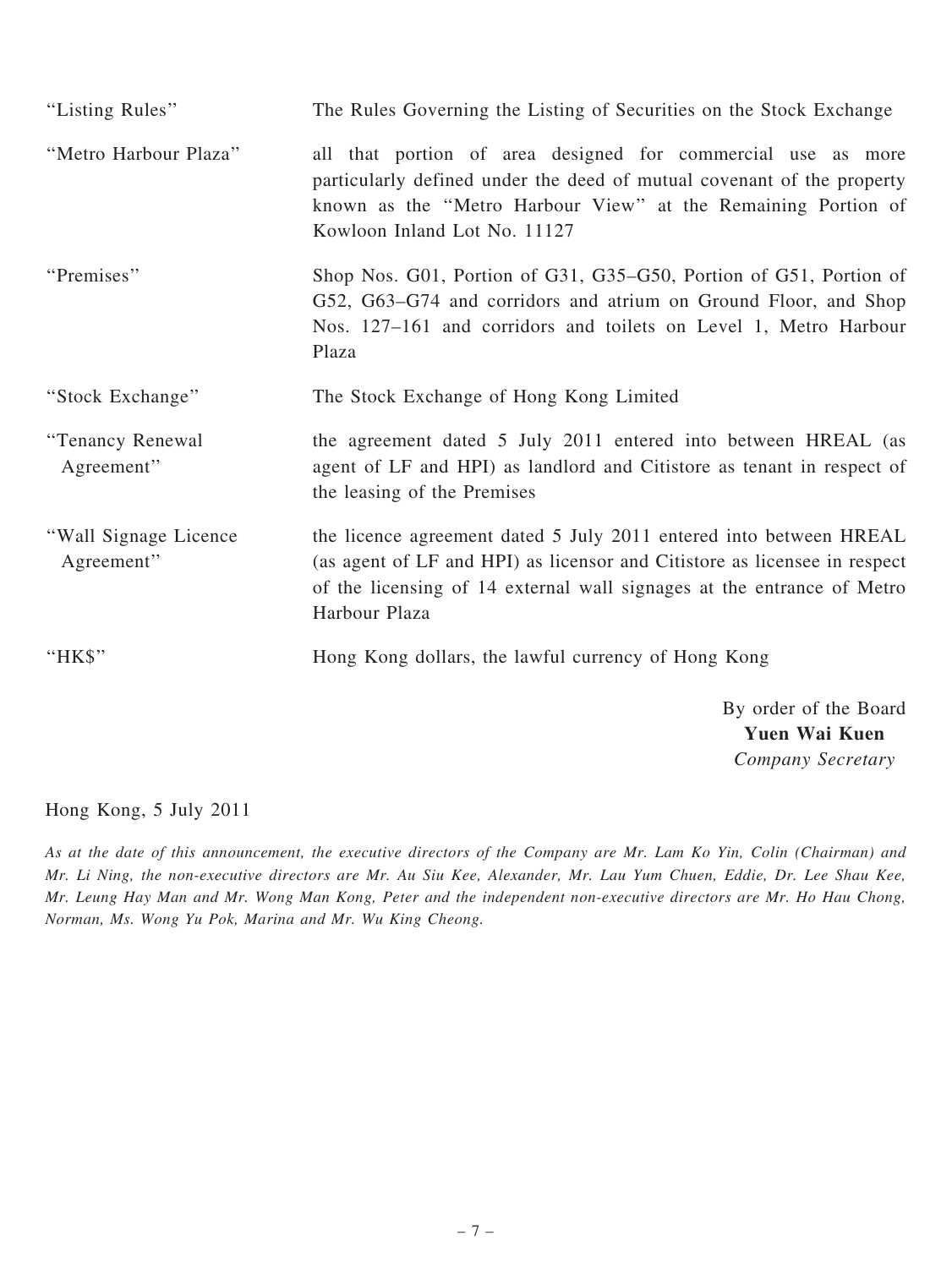| | |
|---|---|
| "Listing Rules" | The Rules Governing the Listing of Securities on the Stock Exchange |
| "Metro Harbour Plaza" | all that portion of area designed for commercial use as more particularly defined under the deed of mutual covenant of the property known as the "Metro Harbour View" at the Remaining Portion of Kowloon Inland Lot No. 11127 |
| "Premises" | Shop Nos. G01, Portion of G31, G35–G50, Portion of G51, Portion of G52, G63–G74 and corridors and atrium on Ground Floor, and Shop Nos. 127–161 and corridors and toilets on Level 1, Metro Harbour Plaza |
| "Stock Exchange" | The Stock Exchange of Hong Kong Limited |
| "Tenancy Renewal Agreement" | the agreement dated 5 July 2011 entered into between HREAL (as agent of LF and HPI) as landlord and Citistore as tenant in respect of the leasing of the Premises |
| "Wall Signage Licence Agreement" | the licence agreement dated 5 July 2011 entered into between HREAL (as agent of LF and HPI) as licensor and Citistore as licensee in respect of the licensing of 14 external wall signages at the entrance of Metro Harbour Plaza |
| "HK$" | Hong Kong dollars, the lawful currency of Hong Kong |

By order of the Board
**Yuen Wai Kuen**
*Company Secretary*

Hong Kong, 5 July 2011

*As at the date of this announcement, the executive directors of the Company are Mr. Lam Ko Yin, Colin (Chairman) and Mr. Li Ning, the non-executive directors are Mr. Au Siu Kee, Alexander, Mr. Lau Yum Chuen, Eddie, Dr. Lee Shau Kee, Mr. Leung Hay Man and Mr. Wong Man Kong, Peter and the independent non-executive directors are Mr. Ho Hau Chong, Norman, Ms. Wong Yu Pok, Marina and Mr. Wu King Cheong.*